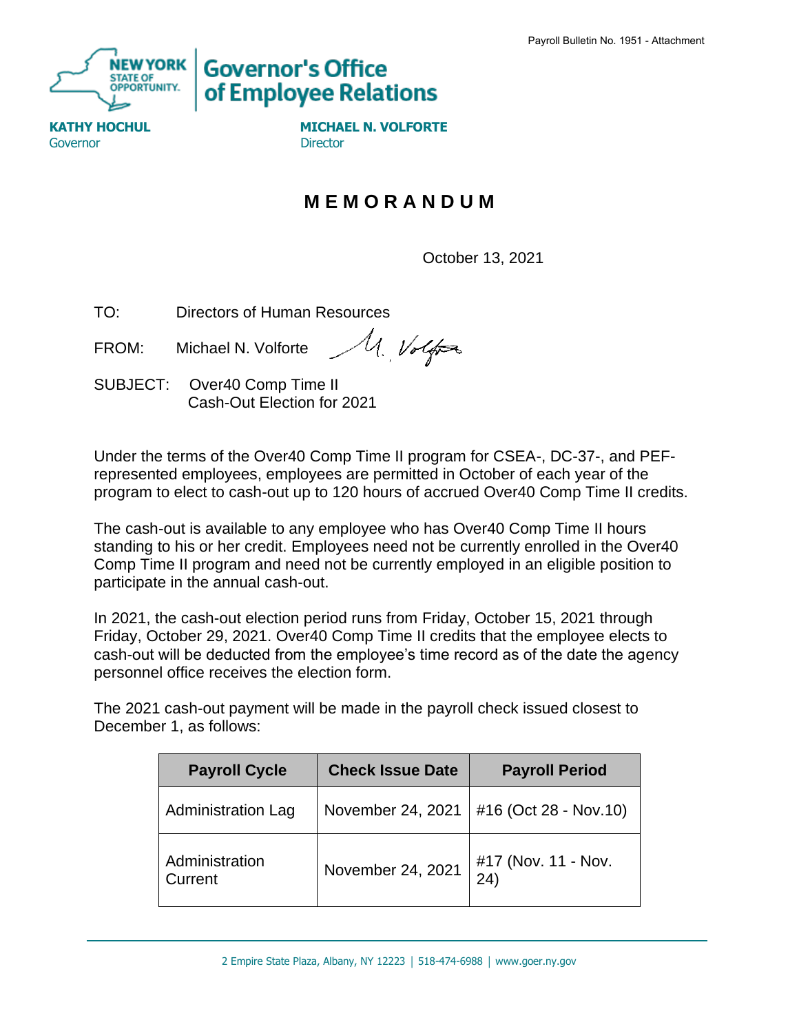Payroll Bulletin No. 1951 - Attachment

NEW YORK STATE OF OPPORTUNITY | Governor's Office of Employee Relations

**KATHY HOCHUL**
Governor

**MICHAEL N. VOLFORTE**
Director

# MEMORANDUM

October 13, 2021

TO: Directors of Human Resources

FROM: Michael N. Volforte

SUBJECT: Over40 Comp Time II
Cash-Out Election for 2021

Under the terms of the Over40 Comp Time II program for CSEA-, DC-37-, and PEF-represented employees, employees are permitted in October of each year of the program to elect to cash-out up to 120 hours of accrued Over40 Comp Time II credits.

The cash-out is available to any employee who has Over40 Comp Time II hours standing to his or her credit. Employees need not be currently enrolled in the Over40 Comp Time II program and need not be currently employed in an eligible position to participate in the annual cash-out.

In 2021, the cash-out election period runs from Friday, October 15, 2021 through Friday, October 29, 2021. Over40 Comp Time II credits that the employee elects to cash-out will be deducted from the employee's time record as of the date the agency personnel office receives the election form.

The 2021 cash-out payment will be made in the payroll check issued closest to December 1, as follows:

| Payroll Cycle | Check Issue Date | Payroll Period |
|---|---|---|
| Administration Lag | November 24, 2021 | #16 (Oct 28 - Nov.10) |
| Administration Current | November 24, 2021 | #17 (Nov. 11 - Nov. 24) |

2 Empire State Plaza, Albany, NY 12223 | 518-474-6988 | www.goer.ny.gov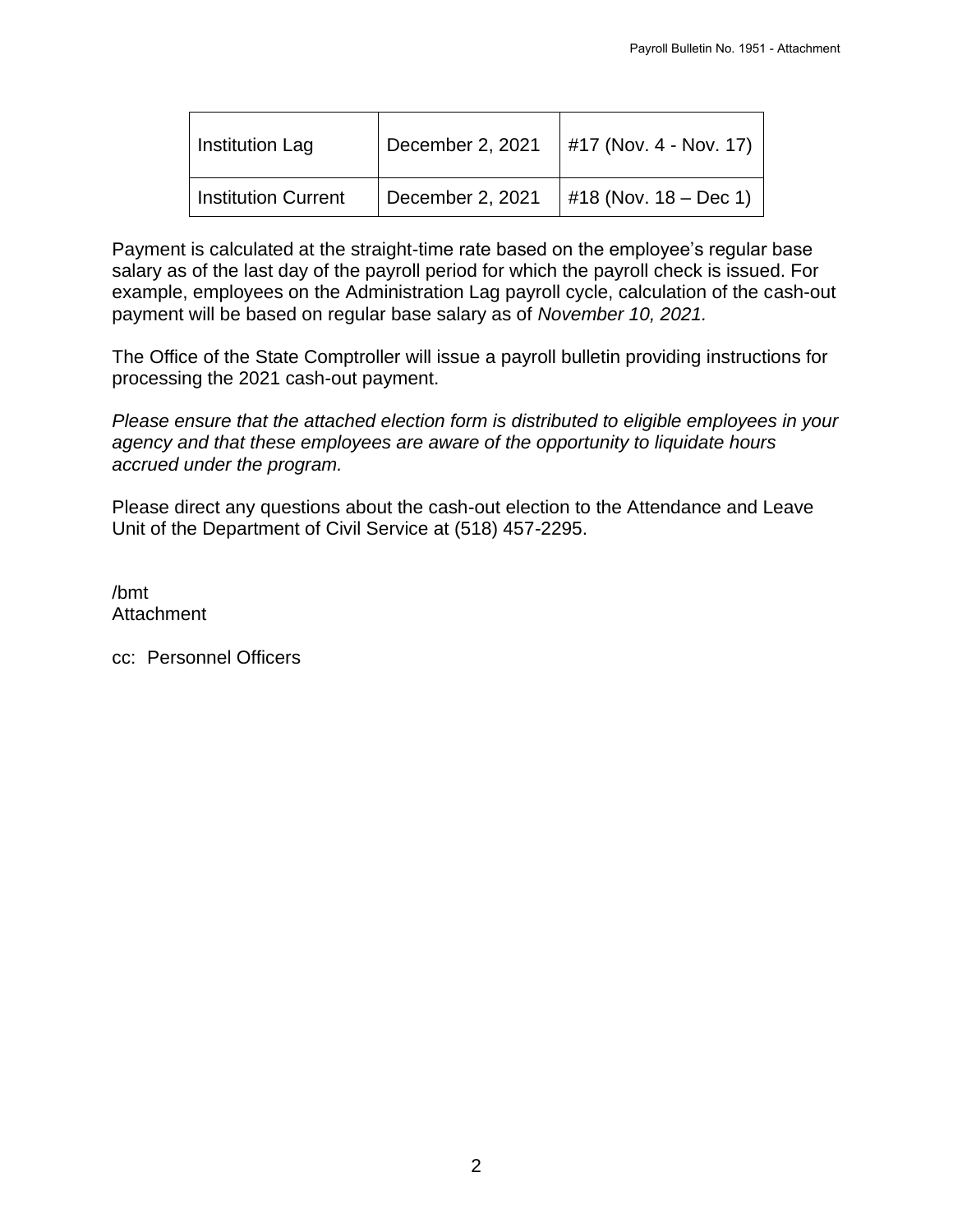| | | |
|---|---|---|
| Institution Lag | December 2, 2021 | #17 (Nov. 4 - Nov. 17) |
| Institution Current | December 2, 2021 | #18 (Nov. 18 – Dec 1) |

Payment is calculated at the straight-time rate based on the employee's regular base salary as of the last day of the payroll period for which the payroll check is issued. For example, employees on the Administration Lag payroll cycle, calculation of the cash-out payment will be based on regular base salary as of *November 10, 2021.*

The Office of the State Comptroller will issue a payroll bulletin providing instructions for processing the 2021 cash-out payment.

*Please ensure that the attached election form is distributed to eligible employees in your agency and that these employees are aware of the opportunity to liquidate hours accrued under the program.*

Please direct any questions about the cash-out election to the Attendance and Leave Unit of the Department of Civil Service at (518) 457-2295.

/bmt
Attachment

cc: Personnel Officers